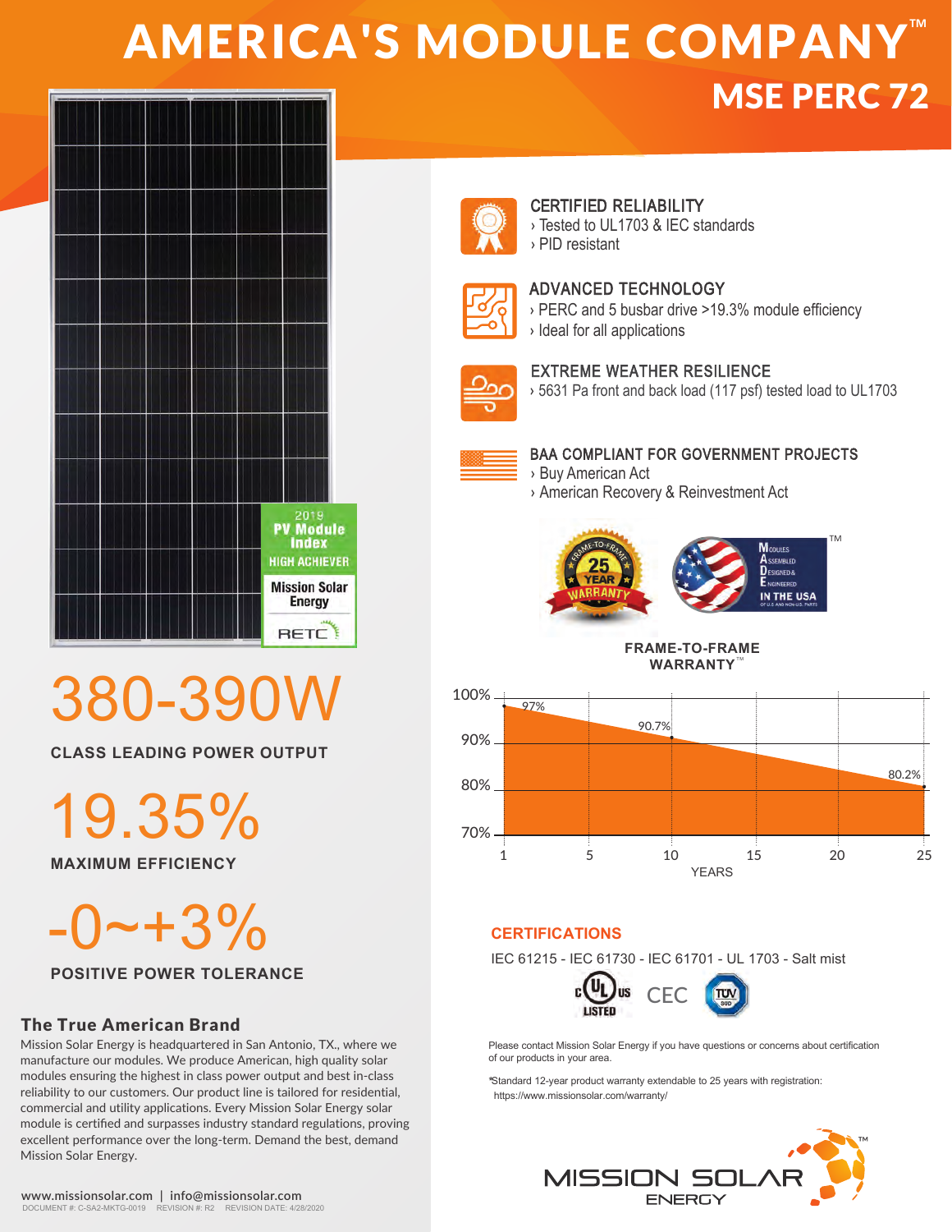# AMERICA'S MODULE COMPANY™

## MSE PERC 72

2019 PV Module Index HIGH ACHIEVER Mission Solar Energy RETC

# 380-390W

**CLASS LEADING POWER OUTPUT**

# 19.35%

**MAXIMUM EFFICIENCY**

# -0~+3%

**POSITIVE POWER TOLERANCE**

### The True American Brand

Mission Solar Energy is headquartered in San Antonio, TX., where we manufacture our modules. We produce American, high quality solar modules ensuring the highest in class power output and best in-class reliability to our customers. Our product line is tailored for residential, commercial and utility applications. Every Mission Solar Energy solar module is certified and surpasses industry standard regulations, proving excellent performance over the long-term. Demand the best, demand Mission Solar Energy.

www.missionsolar.com | info@missionsolar.com

DOCUMENT #: C-SA2-MKTG-0019 REVISION #: R2 REVISION DATE: 4/28/2020

### CERTIFIED RELIABILITY
- Tested to UL1703 & IEC standards
- PID resistant

### ADVANCED TECHNOLOGY
- PERC and 5 busbar drive >19.3% module efficiency
- Ideal for all applications

### EXTREME WEATHER RESILIENCE
- 5631 Pa front and back load (117 psf) tested load to UL1703

### BAA COMPLIANT FOR GOVERNMENT PROJECTS
- Buy American Act
- American Recovery & Reinvestment Act

FRAME-TO-FRAME 25 YEAR WARRANTY

MODULES ASSEMBLED DESIGNED & ENGINEERED IN THE USA™ OF U.S. AND NON-U.S. PARTS

**FRAME-TO-FRAME WARRANTY™**

| Years | Power |
| --- | --- |
| 1 | 97% |
| 10 | 90.7% |
| 25 | 80.2% |

### CERTIFICATIONS

IEC 61215 - IEC 61730 - IEC 61701 - UL 1703 - Salt mist

c UL us LISTED · CEC · TÜV SÜD

Please contact Mission Solar Energy if you have questions or concerns about certification of our products in your area.

*Standard 12-year product warranty extendable to 25 years with registration: https://www.missionsolar.com/warranty/

MISSION SOLAR ENERGY™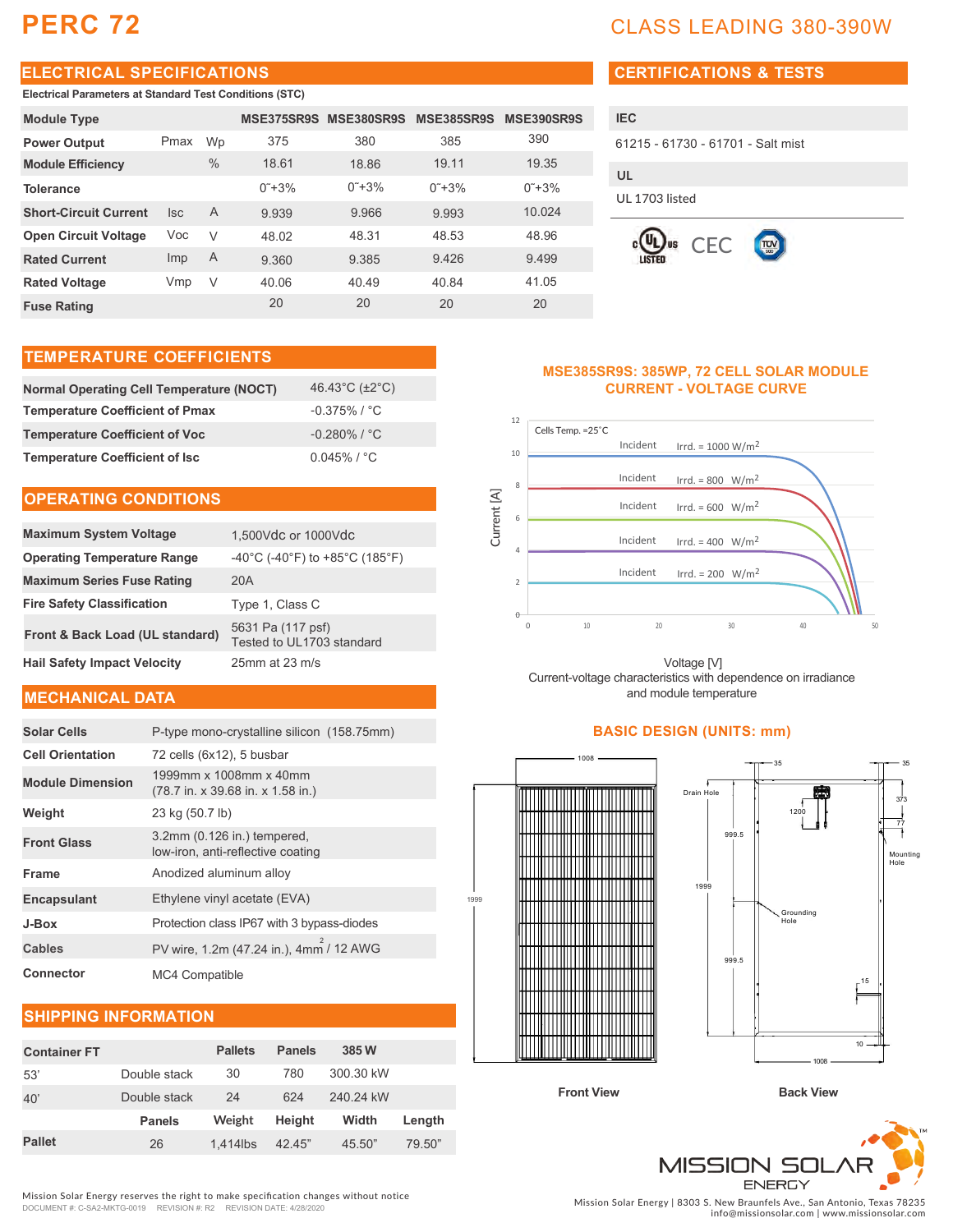# PERC 72

CLASS LEADING 380-390W

## ELECTRICAL SPECIFICATIONS

Electrical Parameters at Standard Test Conditions (STC)

| Module Type | | | MSE375SR9S | MSE380SR9S | MSE385SR9S | MSE390SR9S |
|---|---|---|---|---|---|---|
| Power Output | Pmax | Wp | 375 | 380 | 385 | 390 |
| Module Efficiency | | % | 18.61 | 18.86 | 19.11 | 19.35 |
| Tolerance | | | 0˜+3% | 0˜+3% | 0˜+3% | 0˜+3% |
| Short-Circuit Current | Isc | A | 9.939 | 9.966 | 9.993 | 10.024 |
| Open Circuit Voltage | Voc | V | 48.02 | 48.31 | 48.53 | 48.96 |
| Rated Current | Imp | A | 9.360 | 9.385 | 9.426 | 9.499 |
| Rated Voltage | Vmp | V | 40.06 | 40.49 | 40.84 | 41.05 |
| Fuse Rating | | | 20 | 20 | 20 | 20 |

## CERTIFICATIONS & TESTS

**IEC**

61215 - 61730 - 61701 - Salt mist

**UL**

UL 1703 listed

c UL us LISTED CEC TÜV

## TEMPERATURE COEFFICIENTS

| | |
|---|---|
| Normal Operating Cell Temperature (NOCT) | 46.43°C (±2°C) |
| Temperature Coefficient of Pmax | -0.375% / °C |
| Temperature Coefficient of Voc | -0.280% / °C |
| Temperature Coefficient of Isc | 0.045% / °C |

## OPERATING CONDITIONS

| | |
|---|---|
| Maximum System Voltage | 1,500Vdc or 1000Vdc |
| Operating Temperature Range | -40°C (-40°F) to +85°C (185°F) |
| Maximum Series Fuse Rating | 20A |
| Fire Safety Classification | Type 1, Class C |
| Front & Back Load (UL standard) | 5631 Pa (117 psf)<br>Tested to UL1703 standard |
| Hail Safety Impact Velocity | 25mm at 23 m/s |

## MECHANICAL DATA

| | |
|---|---|
| Solar Cells | P-type mono-crystalline silicon (158.75mm) |
| Cell Orientation | 72 cells (6x12), 5 busbar |
| Module Dimension | 1999mm x 1008mm x 40mm<br>(78.7 in. x 39.68 in. x 1.58 in.) |
| Weight | 23 kg (50.7 lb) |
| Front Glass | 3.2mm (0.126 in.) tempered,<br>low-iron, anti-reflective coating |
| Frame | Anodized aluminum alloy |
| Encapsulant | Ethylene vinyl acetate (EVA) |
| J-Box | Protection class IP67 with 3 bypass-diodes |
| Cables | PV wire, 1.2m (47.24 in.), 4mm² / 12 AWG |
| Connector | MC4 Compatible |

## SHIPPING INFORMATION

| Container FT | | Pallets | Panels | 385 W | |
|---|---|---|---|---|---|
| 53' | Double stack | 30 | 780 | 300.30 kW | |
| 40' | Double stack | 24 | 624 | 240.24 kW | |
| | Panels | Weight | Height | Width | Length |
| Pallet | 26 | 1,414lbs | 42.45" | 45.50" | 79.50" |

## MSE385SR9S: 385WP, 72 CELL SOLAR MODULE CURRENT - VOLTAGE CURVE

Cells Temp. =25°C

Incident Irrd. = 1000 W/m²

Incident Irrd. = 800 W/m²

Incident Irrd. = 600 W/m²

Incident Irrd. = 400 W/m²

Incident Irrd. = 200 W/m²

Current [A]

Voltage [V]

Current-voltage characteristics with dependence on irradiance and module temperature

## BASIC DESIGN (UNITS: mm)

1008, 1999, 35, 35, Drain Hole, 1200, 373, 77, Mounting Hole, 999.5, 1999, Grounding Hole, 999.5, 15, 10, 1008

Front View

Back View

MISSION SOLAR ENERGY

Mission Solar Energy reserves the right to make specification changes without notice

DOCUMENT #: C-SA2-MKTG-0019 REVISION #: R2 REVISION DATE: 4/28/2020

Mission Solar Energy | 8303 S. New Braunfels Ave., San Antonio, Texas 78235
info@missionsolar.com | www.missionsolar.com